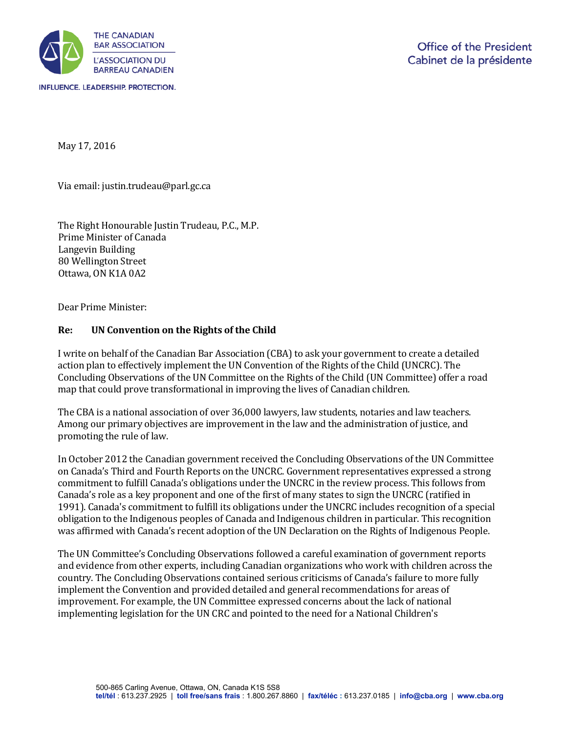THE CANADIAN BAR ASSOCIATION
L'ASSOCIATION DU BARREAU CANADIEN
INFLUENCE. LEADERSHIP. PROTECTION.

Office of the President
Cabinet de la présidente

May 17, 2016

Via email: justin.trudeau@parl.gc.ca

The Right Honourable Justin Trudeau, P.C., M.P.
Prime Minister of Canada
Langevin Building
80 Wellington Street
Ottawa, ON K1A 0A2

Dear Prime Minister:

**Re: UN Convention on the Rights of the Child**

I write on behalf of the Canadian Bar Association (CBA) to ask your government to create a detailed action plan to effectively implement the UN Convention of the Rights of the Child (UNCRC). The Concluding Observations of the UN Committee on the Rights of the Child (UN Committee) offer a road map that could prove transformational in improving the lives of Canadian children.

The CBA is a national association of over 36,000 lawyers, law students, notaries and law teachers. Among our primary objectives are improvement in the law and the administration of justice, and promoting the rule of law.

In October 2012 the Canadian government received the Concluding Observations of the UN Committee on Canada's Third and Fourth Reports on the UNCRC. Government representatives expressed a strong commitment to fulfill Canada's obligations under the UNCRC in the review process. This follows from Canada's role as a key proponent and one of the first of many states to sign the UNCRC (ratified in 1991). Canada's commitment to fulfill its obligations under the UNCRC includes recognition of a special obligation to the Indigenous peoples of Canada and Indigenous children in particular. This recognition was affirmed with Canada's recent adoption of the UN Declaration on the Rights of Indigenous People.

The UN Committee's Concluding Observations followed a careful examination of government reports and evidence from other experts, including Canadian organizations who work with children across the country. The Concluding Observations contained serious criticisms of Canada's failure to more fully implement the Convention and provided detailed and general recommendations for areas of improvement. For example, the UN Committee expressed concerns about the lack of national implementing legislation for the UN CRC and pointed to the need for a National Children's

500-865 Carling Avenue, Ottawa, ON, Canada K1S 5S8
tel/tél : 613.237.2925 | toll free/sans frais : 1.800.267.8860 | fax/téléc : 613.237.0185 | info@cba.org | www.cba.org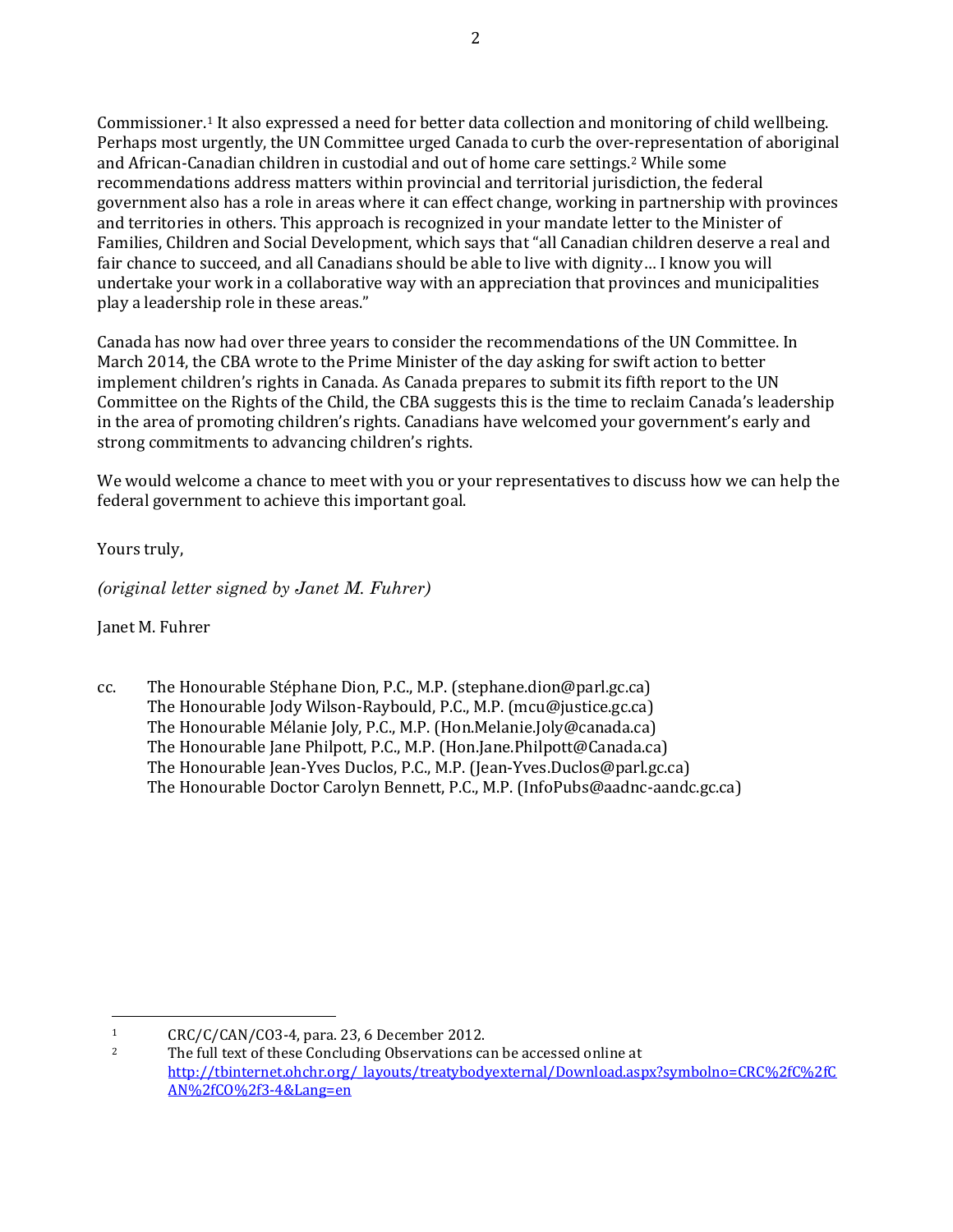Commissioner.[1] It also expressed a need for better data collection and monitoring of child wellbeing. Perhaps most urgently, the UN Committee urged Canada to curb the over-representation of aboriginal and African-Canadian children in custodial and out of home care settings.[2] While some recommendations address matters within provincial and territorial jurisdiction, the federal government also has a role in areas where it can effect change, working in partnership with provinces and territories in others. This approach is recognized in your mandate letter to the Minister of Families, Children and Social Development, which says that "all Canadian children deserve a real and fair chance to succeed, and all Canadians should be able to live with dignity… I know you will undertake your work in a collaborative way with an appreciation that provinces and municipalities play a leadership role in these areas."

Canada has now had over three years to consider the recommendations of the UN Committee. In March 2014, the CBA wrote to the Prime Minister of the day asking for swift action to better implement children's rights in Canada. As Canada prepares to submit its fifth report to the UN Committee on the Rights of the Child, the CBA suggests this is the time to reclaim Canada's leadership in the area of promoting children's rights. Canadians have welcomed your government's early and strong commitments to advancing children's rights.

We would welcome a chance to meet with you or your representatives to discuss how we can help the federal government to achieve this important goal.

Yours truly,

*(original letter signed by Janet M. Fuhrer)*

Janet M. Fuhrer

cc. The Honourable Stéphane Dion, P.C., M.P. (stephane.dion@parl.gc.ca)
The Honourable Jody Wilson-Raybould, P.C., M.P. (mcu@justice.gc.ca)
The Honourable Mélanie Joly, P.C., M.P. (Hon.Melanie.Joly@canada.ca)
The Honourable Jane Philpott, P.C., M.P. (Hon.Jane.Philpott@Canada.ca)
The Honourable Jean-Yves Duclos, P.C., M.P. (Jean-Yves.Duclos@parl.gc.ca)
The Honourable Doctor Carolyn Bennett, P.C., M.P. (InfoPubs@aadnc-aandc.gc.ca)

---

[1] CRC/C/CAN/CO3-4, para. 23, 6 December 2012.

[2] The full text of these Concluding Observations can be accessed online at http://tbinternet.ohchr.org/_layouts/treatybodyexternal/Download.aspx?symbolno=CRC%2fC%2fCAN%2fCO%2f3-4&Lang=en